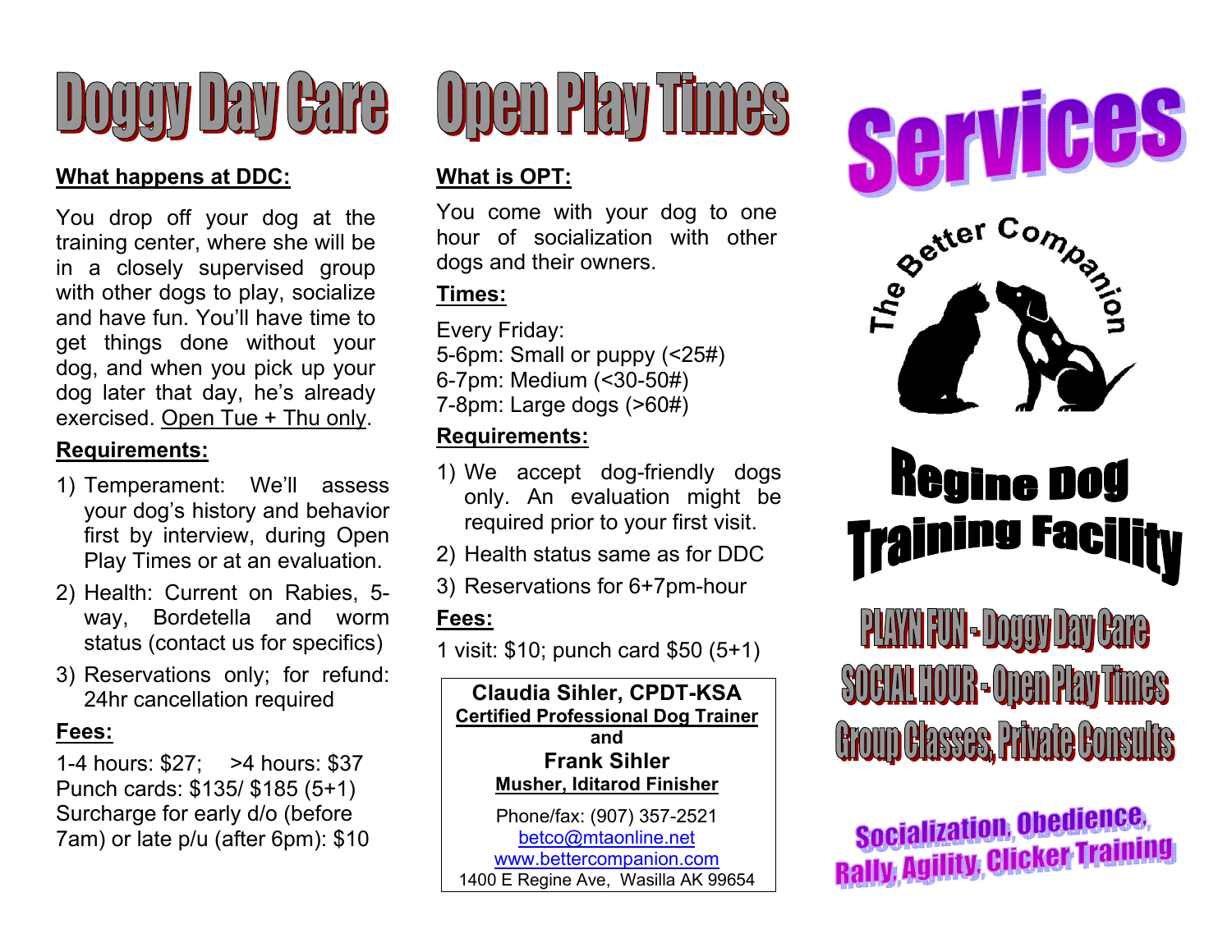# Doggy Day Care

**<u>What happens at DDC:</u>**

You drop off your dog at the training center, where she will be in a closely supervised group with other dogs to play, socialize and have fun. You'll have time to get things done without your dog, and when you pick up your dog later that day, he's already exercised. <u>Open Tue + Thu only</u>.

**<u>Requirements:</u>**

1) Temperament: We'll assess your dog's history and behavior first by interview, during Open Play Times or at an evaluation.
2) Health: Current on Rabies, 5-way, Bordetella and worm status (contact us for specifics)
3) Reservations only; for refund: 24hr cancellation required

**<u>Fees:</u>**

1-4 hours: $27; >4 hours: $37
Punch cards: $135/ $185 (5+1)
Surcharge for early d/o (before 7am) or late p/u (after 6pm): $10

# Open Play Times

**<u>What is OPT:</u>**

You come with your dog to one hour of socialization with other dogs and their owners.

**<u>Times:</u>**

Every Friday:
5-6pm: Small or puppy (<25#)
6-7pm: Medium (<30-50#)
7-8pm: Large dogs (>60#)

**<u>Requirements:</u>**

1) We accept dog-friendly dogs only. An evaluation might be required prior to your first visit.
2) Health status same as for DDC
3) Reservations for 6+7pm-hour

**<u>Fees:</u>**

1 visit: $10; punch card $50 (5+1)

**Claudia Sihler, CPDT-KSA**
**<u>Certified Professional Dog Trainer</u>**
**and**
**Frank Sihler**
**<u>Musher, Iditarod Finisher</u>**

Phone/fax: (907) 357-2521
betco@mtaonline.net
www.bettercompanion.com
1400 E Regine Ave, Wasilla AK 99654

# Services

The Better Companion

## Regine Dog Training Facility

PLAYN FUN - Doggy Day Care
SOCIAL HOUR - Open Play Times
Group Classes, Private Consults

Socialization, Obedience, Rally, Agility, Clicker Training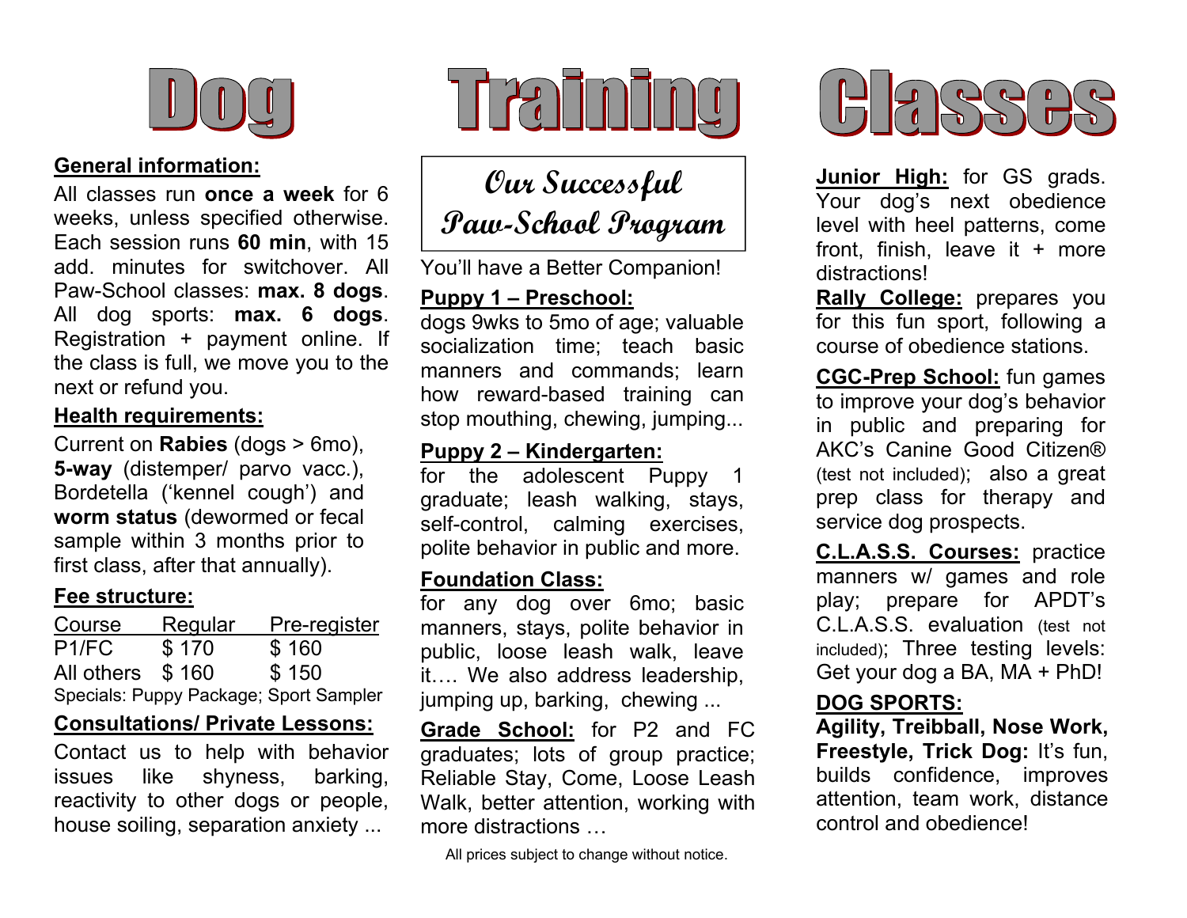# Dog Training Classes

## General information:

All classes run **once a week** for 6 weeks, unless specified otherwise. Each session runs **60 min**, with 15 add. minutes for switchover. All Paw-School classes: **max. 8 dogs**. All dog sports: **max. 6 dogs**. Registration + payment online. If the class is full, we move you to the next or refund you.

## Health requirements:

Current on **Rabies** (dogs > 6mo), **5-way** (distemper/ parvo vacc.), Bordetella ('kennel cough') and **worm status** (dewormed or fecal sample within 3 months prior to first class, after that annually).

## Fee structure:

| Course | Regular | Pre-register |
|---|---|---|
| P1/FC | $ 170 | $ 160 |
| All others | $ 160 | $ 150 |

Specials: Puppy Package; Sport Sampler

## Consultations/ Private Lessons:

Contact us to help with behavior issues like shyness, barking, reactivity to other dogs or people, house soiling, separation anxiety ...

## *Our Successful Paw-School Program*

You'll have a Better Companion!

**Puppy 1 – Preschool:** dogs 9wks to 5mo of age; valuable socialization time; teach basic manners and commands; learn how reward-based training can stop mouthing, chewing, jumping...

**Puppy 2 – Kindergarten:** for the adolescent Puppy 1 graduate; leash walking, stays, self-control, calming exercises, polite behavior in public and more.

**Foundation Class:** for any dog over 6mo; basic manners, stays, polite behavior in public, loose leash walk, leave it…. We also address leadership, jumping up, barking, chewing ...

**Grade School:** for P2 and FC graduates; lots of group practice; Reliable Stay, Come, Loose Leash Walk, better attention, working with more distractions …

All prices subject to change without notice.

**Junior High:** for GS grads. Your dog's next obedience level with heel patterns, come front, finish, leave it + more distractions!

**Rally College:** prepares you for this fun sport, following a course of obedience stations.

**CGC-Prep School:** fun games to improve your dog's behavior in public and preparing for AKC's Canine Good Citizen® (test not included); also a great prep class for therapy and service dog prospects.

**C.L.A.S.S. Courses:** practice manners w/ games and role play; prepare for APDT's C.L.A.S.S. evaluation (test not included); Three testing levels: Get your dog a BA, MA + PhD!

## DOG SPORTS:

**Agility, Treibball, Nose Work, Freestyle, Trick Dog:** It's fun, builds confidence, improves attention, team work, distance control and obedience!